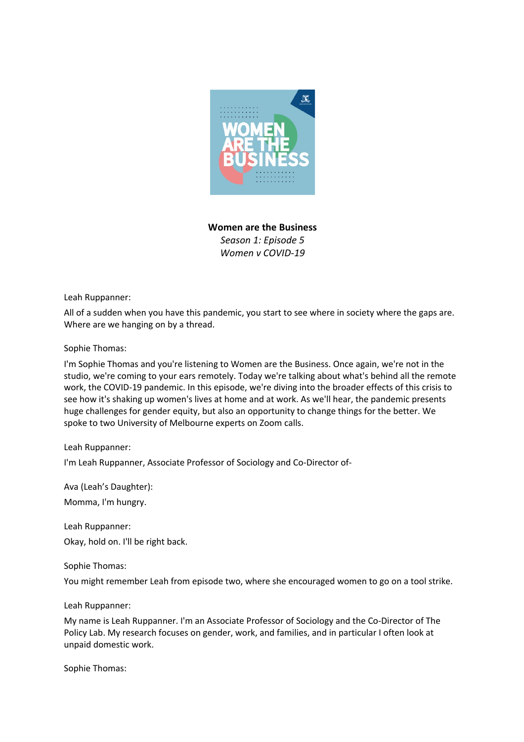**Women are the Business**

*Season 1: Episode 5*

*Women v COVID-19*

Leah Ruppanner:

All of a sudden when you have this pandemic, you start to see where in society where the gaps are. Where are we hanging on by a thread.

Sophie Thomas:

I'm Sophie Thomas and you're listening to Women are the Business. Once again, we're not in the studio, we're coming to your ears remotely. Today we're talking about what's behind all the remote work, the COVID-19 pandemic. In this episode, we're diving into the broader effects of this crisis to see how it's shaking up women's lives at home and at work. As we'll hear, the pandemic presents huge challenges for gender equity, but also an opportunity to change things for the better. We spoke to two University of Melbourne experts on Zoom calls.

Leah Ruppanner:

I'm Leah Ruppanner, Associate Professor of Sociology and Co-Director of-

Ava (Leah's Daughter):

Momma, I'm hungry.

Leah Ruppanner:

Okay, hold on. I'll be right back.

Sophie Thomas:

You might remember Leah from episode two, where she encouraged women to go on a tool strike.

Leah Ruppanner:

My name is Leah Ruppanner. I'm an Associate Professor of Sociology and the Co-Director of The Policy Lab. My research focuses on gender, work, and families, and in particular I often look at unpaid domestic work.

Sophie Thomas: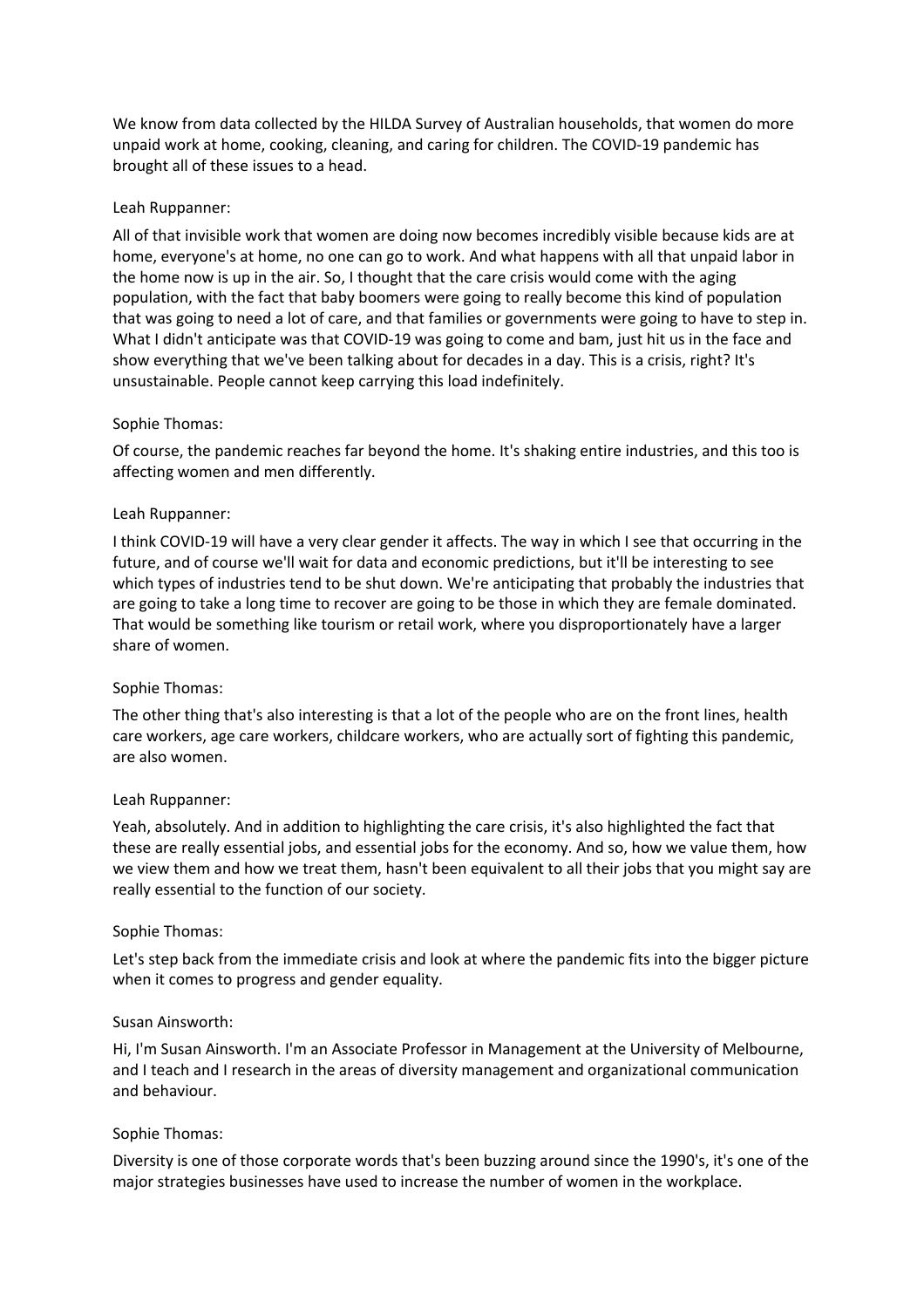We know from data collected by the HILDA Survey of Australian households, that women do more unpaid work at home, cooking, cleaning, and caring for children. The COVID-19 pandemic has brought all of these issues to a head.

Leah Ruppanner:

All of that invisible work that women are doing now becomes incredibly visible because kids are at home, everyone's at home, no one can go to work. And what happens with all that unpaid labor in the home now is up in the air. So, I thought that the care crisis would come with the aging population, with the fact that baby boomers were going to really become this kind of population that was going to need a lot of care, and that families or governments were going to have to step in. What I didn't anticipate was that COVID-19 was going to come and bam, just hit us in the face and show everything that we've been talking about for decades in a day. This is a crisis, right? It's unsustainable. People cannot keep carrying this load indefinitely.

Sophie Thomas:

Of course, the pandemic reaches far beyond the home. It's shaking entire industries, and this too is affecting women and men differently.

Leah Ruppanner:

I think COVID-19 will have a very clear gender it affects. The way in which I see that occurring in the future, and of course we'll wait for data and economic predictions, but it'll be interesting to see which types of industries tend to be shut down. We're anticipating that probably the industries that are going to take a long time to recover are going to be those in which they are female dominated. That would be something like tourism or retail work, where you disproportionately have a larger share of women.

Sophie Thomas:

The other thing that's also interesting is that a lot of the people who are on the front lines, health care workers, age care workers, childcare workers, who are actually sort of fighting this pandemic, are also women.

Leah Ruppanner:

Yeah, absolutely. And in addition to highlighting the care crisis, it's also highlighted the fact that these are really essential jobs, and essential jobs for the economy. And so, how we value them, how we view them and how we treat them, hasn't been equivalent to all their jobs that you might say are really essential to the function of our society.

Sophie Thomas:

Let's step back from the immediate crisis and look at where the pandemic fits into the bigger picture when it comes to progress and gender equality.

Susan Ainsworth:

Hi, I'm Susan Ainsworth. I'm an Associate Professor in Management at the University of Melbourne, and I teach and I research in the areas of diversity management and organizational communication and behaviour.

Sophie Thomas:

Diversity is one of those corporate words that's been buzzing around since the 1990's, it's one of the major strategies businesses have used to increase the number of women in the workplace.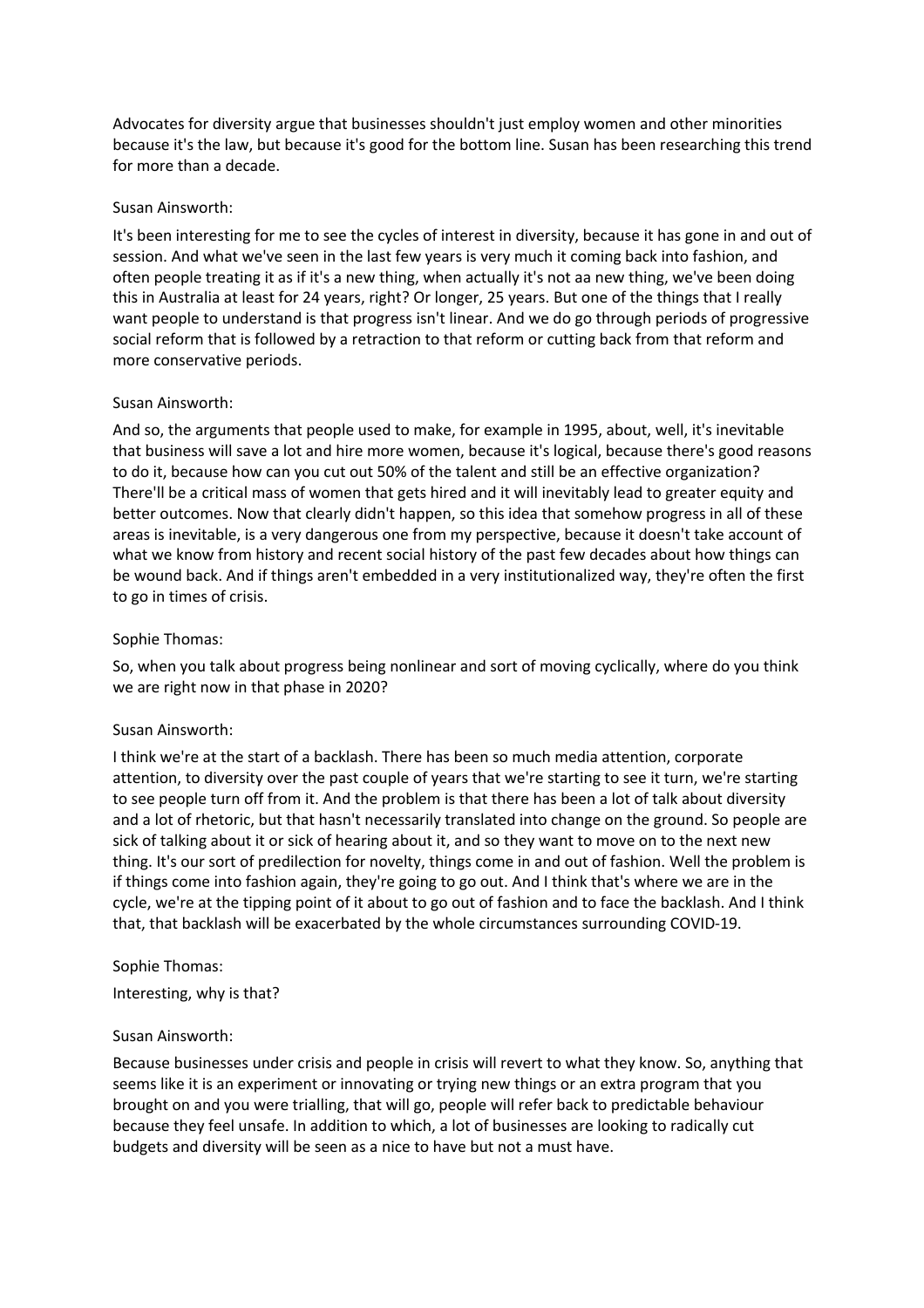Advocates for diversity argue that businesses shouldn't just employ women and other minorities because it's the law, but because it's good for the bottom line. Susan has been researching this trend for more than a decade.

Susan Ainsworth:

It's been interesting for me to see the cycles of interest in diversity, because it has gone in and out of session. And what we've seen in the last few years is very much it coming back into fashion, and often people treating it as if it's a new thing, when actually it's not aa new thing, we've been doing this in Australia at least for 24 years, right? Or longer, 25 years. But one of the things that I really want people to understand is that progress isn't linear. And we do go through periods of progressive social reform that is followed by a retraction to that reform or cutting back from that reform and more conservative periods.

Susan Ainsworth:

And so, the arguments that people used to make, for example in 1995, about, well, it's inevitable that business will save a lot and hire more women, because it's logical, because there's good reasons to do it, because how can you cut out 50% of the talent and still be an effective organization? There'll be a critical mass of women that gets hired and it will inevitably lead to greater equity and better outcomes. Now that clearly didn't happen, so this idea that somehow progress in all of these areas is inevitable, is a very dangerous one from my perspective, because it doesn't take account of what we know from history and recent social history of the past few decades about how things can be wound back. And if things aren't embedded in a very institutionalized way, they're often the first to go in times of crisis.

Sophie Thomas:

So, when you talk about progress being nonlinear and sort of moving cyclically, where do you think we are right now in that phase in 2020?

Susan Ainsworth:

I think we're at the start of a backlash. There has been so much media attention, corporate attention, to diversity over the past couple of years that we're starting to see it turn, we're starting to see people turn off from it. And the problem is that there has been a lot of talk about diversity and a lot of rhetoric, but that hasn't necessarily translated into change on the ground. So people are sick of talking about it or sick of hearing about it, and so they want to move on to the next new thing. It's our sort of predilection for novelty, things come in and out of fashion. Well the problem is if things come into fashion again, they're going to go out. And I think that's where we are in the cycle, we're at the tipping point of it about to go out of fashion and to face the backlash. And I think that, that backlash will be exacerbated by the whole circumstances surrounding COVID-19.

Sophie Thomas:

Interesting, why is that?

Susan Ainsworth:

Because businesses under crisis and people in crisis will revert to what they know. So, anything that seems like it is an experiment or innovating or trying new things or an extra program that you brought on and you were trialling, that will go, people will refer back to predictable behaviour because they feel unsafe. In addition to which, a lot of businesses are looking to radically cut budgets and diversity will be seen as a nice to have but not a must have.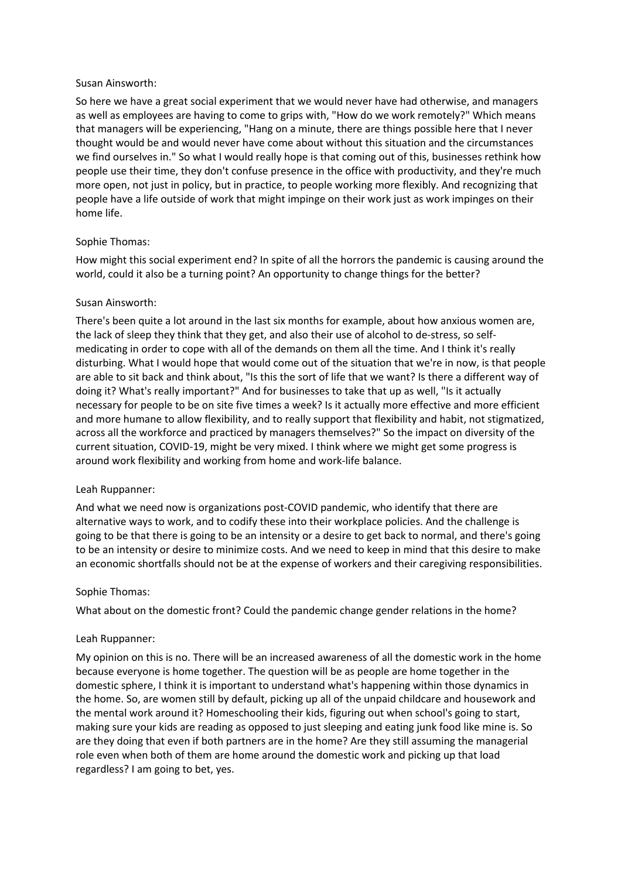Susan Ainsworth:

So here we have a great social experiment that we would never have had otherwise, and managers as well as employees are having to come to grips with, "How do we work remotely?" Which means that managers will be experiencing, "Hang on a minute, there are things possible here that I never thought would be and would never have come about without this situation and the circumstances we find ourselves in." So what I would really hope is that coming out of this, businesses rethink how people use their time, they don't confuse presence in the office with productivity, and they're much more open, not just in policy, but in practice, to people working more flexibly. And recognizing that people have a life outside of work that might impinge on their work just as work impinges on their home life.

Sophie Thomas:

How might this social experiment end? In spite of all the horrors the pandemic is causing around the world, could it also be a turning point? An opportunity to change things for the better?

Susan Ainsworth:

There's been quite a lot around in the last six months for example, about how anxious women are, the lack of sleep they think that they get, and also their use of alcohol to de-stress, so self-medicating in order to cope with all of the demands on them all the time. And I think it's really disturbing. What I would hope that would come out of the situation that we're in now, is that people are able to sit back and think about, "Is this the sort of life that we want? Is there a different way of doing it? What's really important?" And for businesses to take that up as well, "Is it actually necessary for people to be on site five times a week? Is it actually more effective and more efficient and more humane to allow flexibility, and to really support that flexibility and habit, not stigmatized, across all the workforce and practiced by managers themselves?" So the impact on diversity of the current situation, COVID-19, might be very mixed. I think where we might get some progress is around work flexibility and working from home and work-life balance.

Leah Ruppanner:

And what we need now is organizations post-COVID pandemic, who identify that there are alternative ways to work, and to codify these into their workplace policies. And the challenge is going to be that there is going to be an intensity or a desire to get back to normal, and there's going to be an intensity or desire to minimize costs. And we need to keep in mind that this desire to make an economic shortfalls should not be at the expense of workers and their caregiving responsibilities.

Sophie Thomas:

What about on the domestic front? Could the pandemic change gender relations in the home?

Leah Ruppanner:

My opinion on this is no. There will be an increased awareness of all the domestic work in the home because everyone is home together. The question will be as people are home together in the domestic sphere, I think it is important to understand what's happening within those dynamics in the home. So, are women still by default, picking up all of the unpaid childcare and housework and the mental work around it? Homeschooling their kids, figuring out when school's going to start, making sure your kids are reading as opposed to just sleeping and eating junk food like mine is. So are they doing that even if both partners are in the home? Are they still assuming the managerial role even when both of them are home around the domestic work and picking up that load regardless? I am going to bet, yes.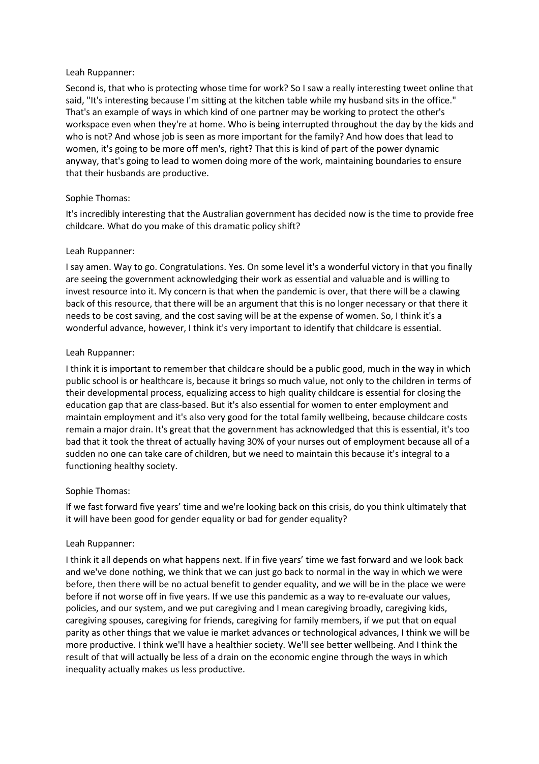Leah Ruppanner:

Second is, that who is protecting whose time for work? So I saw a really interesting tweet online that said, "It's interesting because I'm sitting at the kitchen table while my husband sits in the office." That's an example of ways in which kind of one partner may be working to protect the other's workspace even when they're at home. Who is being interrupted throughout the day by the kids and who is not? And whose job is seen as more important for the family? And how does that lead to women, it's going to be more off men's, right? That this is kind of part of the power dynamic anyway, that's going to lead to women doing more of the work, maintaining boundaries to ensure that their husbands are productive.

Sophie Thomas:

It's incredibly interesting that the Australian government has decided now is the time to provide free childcare. What do you make of this dramatic policy shift?

Leah Ruppanner:

I say amen. Way to go. Congratulations. Yes. On some level it's a wonderful victory in that you finally are seeing the government acknowledging their work as essential and valuable and is willing to invest resource into it. My concern is that when the pandemic is over, that there will be a clawing back of this resource, that there will be an argument that this is no longer necessary or that there it needs to be cost saving, and the cost saving will be at the expense of women. So, I think it's a wonderful advance, however, I think it's very important to identify that childcare is essential.

Leah Ruppanner:

I think it is important to remember that childcare should be a public good, much in the way in which public school is or healthcare is, because it brings so much value, not only to the children in terms of their developmental process, equalizing access to high quality childcare is essential for closing the education gap that are class-based. But it's also essential for women to enter employment and maintain employment and it's also very good for the total family wellbeing, because childcare costs remain a major drain. It's great that the government has acknowledged that this is essential, it's too bad that it took the threat of actually having 30% of your nurses out of employment because all of a sudden no one can take care of children, but we need to maintain this because it's integral to a functioning healthy society.

Sophie Thomas:

If we fast forward five years' time and we're looking back on this crisis, do you think ultimately that it will have been good for gender equality or bad for gender equality?

Leah Ruppanner:

I think it all depends on what happens next. If in five years' time we fast forward and we look back and we've done nothing, we think that we can just go back to normal in the way in which we were before, then there will be no actual benefit to gender equality, and we will be in the place we were before if not worse off in five years. If we use this pandemic as a way to re-evaluate our values, policies, and our system, and we put caregiving and I mean caregiving broadly, caregiving kids, caregiving spouses, caregiving for friends, caregiving for family members, if we put that on equal parity as other things that we value ie market advances or technological advances, I think we will be more productive. I think we'll have a healthier society. We'll see better wellbeing. And I think the result of that will actually be less of a drain on the economic engine through the ways in which inequality actually makes us less productive.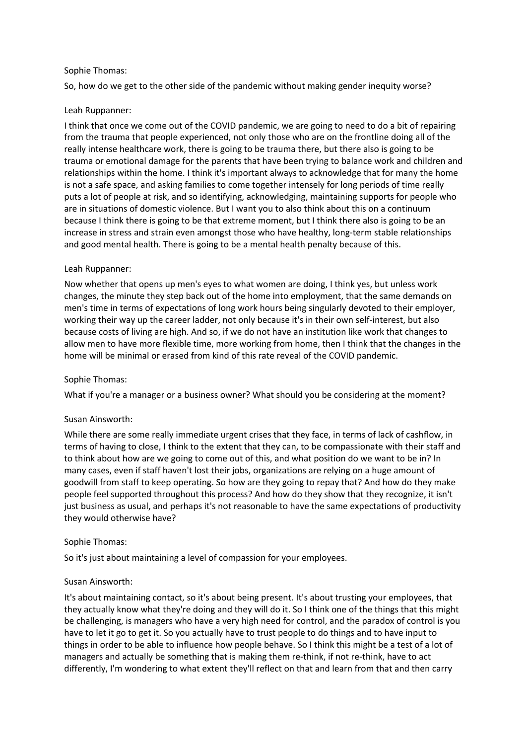Sophie Thomas:

So, how do we get to the other side of the pandemic without making gender inequity worse?

Leah Ruppanner:

I think that once we come out of the COVID pandemic, we are going to need to do a bit of repairing from the trauma that people experienced, not only those who are on the frontline doing all of the really intense healthcare work, there is going to be trauma there, but there also is going to be trauma or emotional damage for the parents that have been trying to balance work and children and relationships within the home. I think it's important always to acknowledge that for many the home is not a safe space, and asking families to come together intensely for long periods of time really puts a lot of people at risk, and so identifying, acknowledging, maintaining supports for people who are in situations of domestic violence. But I want you to also think about this on a continuum because I think there is going to be that extreme moment, but I think there also is going to be an increase in stress and strain even amongst those who have healthy, long-term stable relationships and good mental health. There is going to be a mental health penalty because of this.

Leah Ruppanner:

Now whether that opens up men's eyes to what women are doing, I think yes, but unless work changes, the minute they step back out of the home into employment, that the same demands on men's time in terms of expectations of long work hours being singularly devoted to their employer, working their way up the career ladder, not only because it's in their own self-interest, but also because costs of living are high. And so, if we do not have an institution like work that changes to allow men to have more flexible time, more working from home, then I think that the changes in the home will be minimal or erased from kind of this rate reveal of the COVID pandemic.

Sophie Thomas:

What if you're a manager or a business owner? What should you be considering at the moment?

Susan Ainsworth:

While there are some really immediate urgent crises that they face, in terms of lack of cashflow, in terms of having to close, I think to the extent that they can, to be compassionate with their staff and to think about how are we going to come out of this, and what position do we want to be in? In many cases, even if staff haven't lost their jobs, organizations are relying on a huge amount of goodwill from staff to keep operating. So how are they going to repay that? And how do they make people feel supported throughout this process? And how do they show that they recognize, it isn't just business as usual, and perhaps it's not reasonable to have the same expectations of productivity they would otherwise have?

Sophie Thomas:

So it's just about maintaining a level of compassion for your employees.

Susan Ainsworth:

It's about maintaining contact, so it's about being present. It's about trusting your employees, that they actually know what they're doing and they will do it. So I think one of the things that this might be challenging, is managers who have a very high need for control, and the paradox of control is you have to let it go to get it. So you actually have to trust people to do things and to have input to things in order to be able to influence how people behave. So I think this might be a test of a lot of managers and actually be something that is making them re-think, if not re-think, have to act differently, I'm wondering to what extent they'll reflect on that and learn from that and then carry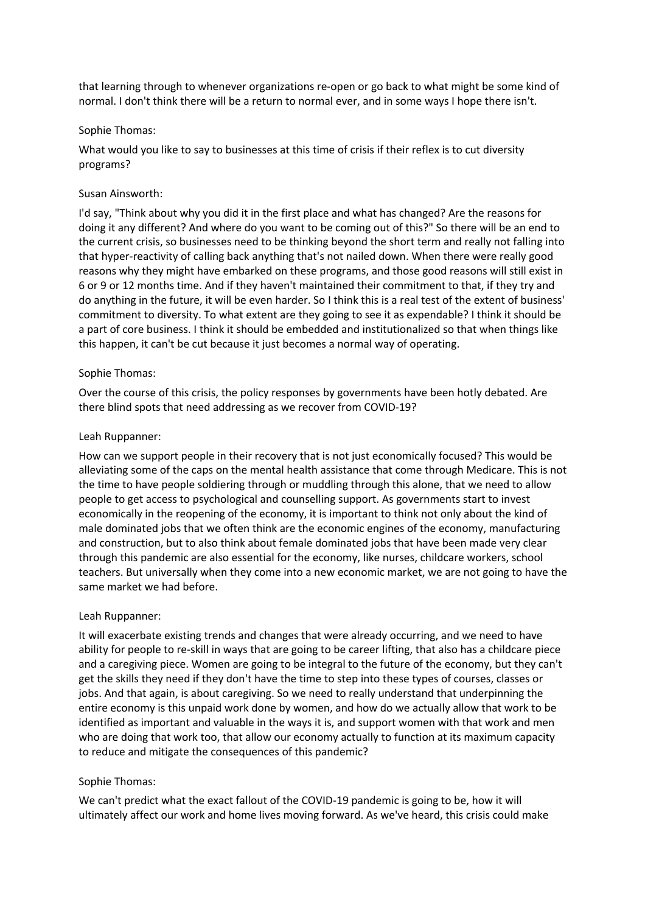that learning through to whenever organizations re-open or go back to what might be some kind of normal. I don't think there will be a return to normal ever, and in some ways I hope there isn't.

Sophie Thomas:

What would you like to say to businesses at this time of crisis if their reflex is to cut diversity programs?

Susan Ainsworth:

I'd say, "Think about why you did it in the first place and what has changed? Are the reasons for doing it any different? And where do you want to be coming out of this?" So there will be an end to the current crisis, so businesses need to be thinking beyond the short term and really not falling into that hyper-reactivity of calling back anything that's not nailed down. When there were really good reasons why they might have embarked on these programs, and those good reasons will still exist in 6 or 9 or 12 months time. And if they haven't maintained their commitment to that, if they try and do anything in the future, it will be even harder. So I think this is a real test of the extent of business' commitment to diversity. To what extent are they going to see it as expendable? I think it should be a part of core business. I think it should be embedded and institutionalized so that when things like this happen, it can't be cut because it just becomes a normal way of operating.

Sophie Thomas:

Over the course of this crisis, the policy responses by governments have been hotly debated. Are there blind spots that need addressing as we recover from COVID-19?

Leah Ruppanner:

How can we support people in their recovery that is not just economically focused? This would be alleviating some of the caps on the mental health assistance that come through Medicare. This is not the time to have people soldiering through or muddling through this alone, that we need to allow people to get access to psychological and counselling support. As governments start to invest economically in the reopening of the economy, it is important to think not only about the kind of male dominated jobs that we often think are the economic engines of the economy, manufacturing and construction, but to also think about female dominated jobs that have been made very clear through this pandemic are also essential for the economy, like nurses, childcare workers, school teachers. But universally when they come into a new economic market, we are not going to have the same market we had before.

Leah Ruppanner:

It will exacerbate existing trends and changes that were already occurring, and we need to have ability for people to re-skill in ways that are going to be career lifting, that also has a childcare piece and a caregiving piece. Women are going to be integral to the future of the economy, but they can't get the skills they need if they don't have the time to step into these types of courses, classes or jobs. And that again, is about caregiving. So we need to really understand that underpinning the entire economy is this unpaid work done by women, and how do we actually allow that work to be identified as important and valuable in the ways it is, and support women with that work and men who are doing that work too, that allow our economy actually to function at its maximum capacity to reduce and mitigate the consequences of this pandemic?

Sophie Thomas:

We can't predict what the exact fallout of the COVID-19 pandemic is going to be, how it will ultimately affect our work and home lives moving forward. As we've heard, this crisis could make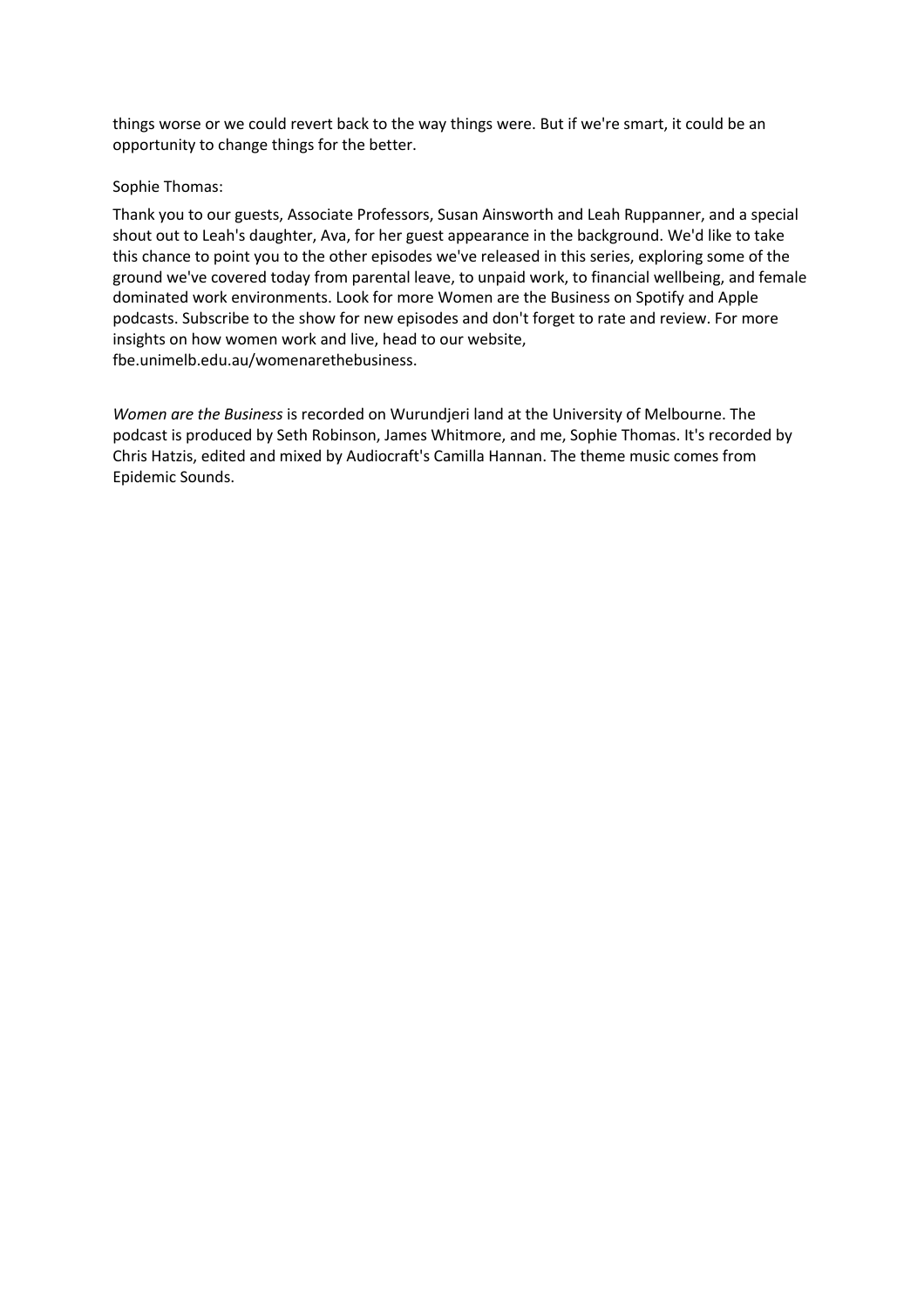things worse or we could revert back to the way things were. But if we're smart, it could be an opportunity to change things for the better.

Sophie Thomas:

Thank you to our guests, Associate Professors, Susan Ainsworth and Leah Ruppanner, and a special shout out to Leah's daughter, Ava, for her guest appearance in the background. We'd like to take this chance to point you to the other episodes we've released in this series, exploring some of the ground we've covered today from parental leave, to unpaid work, to financial wellbeing, and female dominated work environments. Look for more Women are the Business on Spotify and Apple podcasts. Subscribe to the show for new episodes and don't forget to rate and review. For more insights on how women work and live, head to our website, fbe.unimelb.edu.au/womenarethebusiness.

*Women are the Business* is recorded on Wurundjeri land at the University of Melbourne. The podcast is produced by Seth Robinson, James Whitmore, and me, Sophie Thomas. It's recorded by Chris Hatzis, edited and mixed by Audiocraft's Camilla Hannan. The theme music comes from Epidemic Sounds.